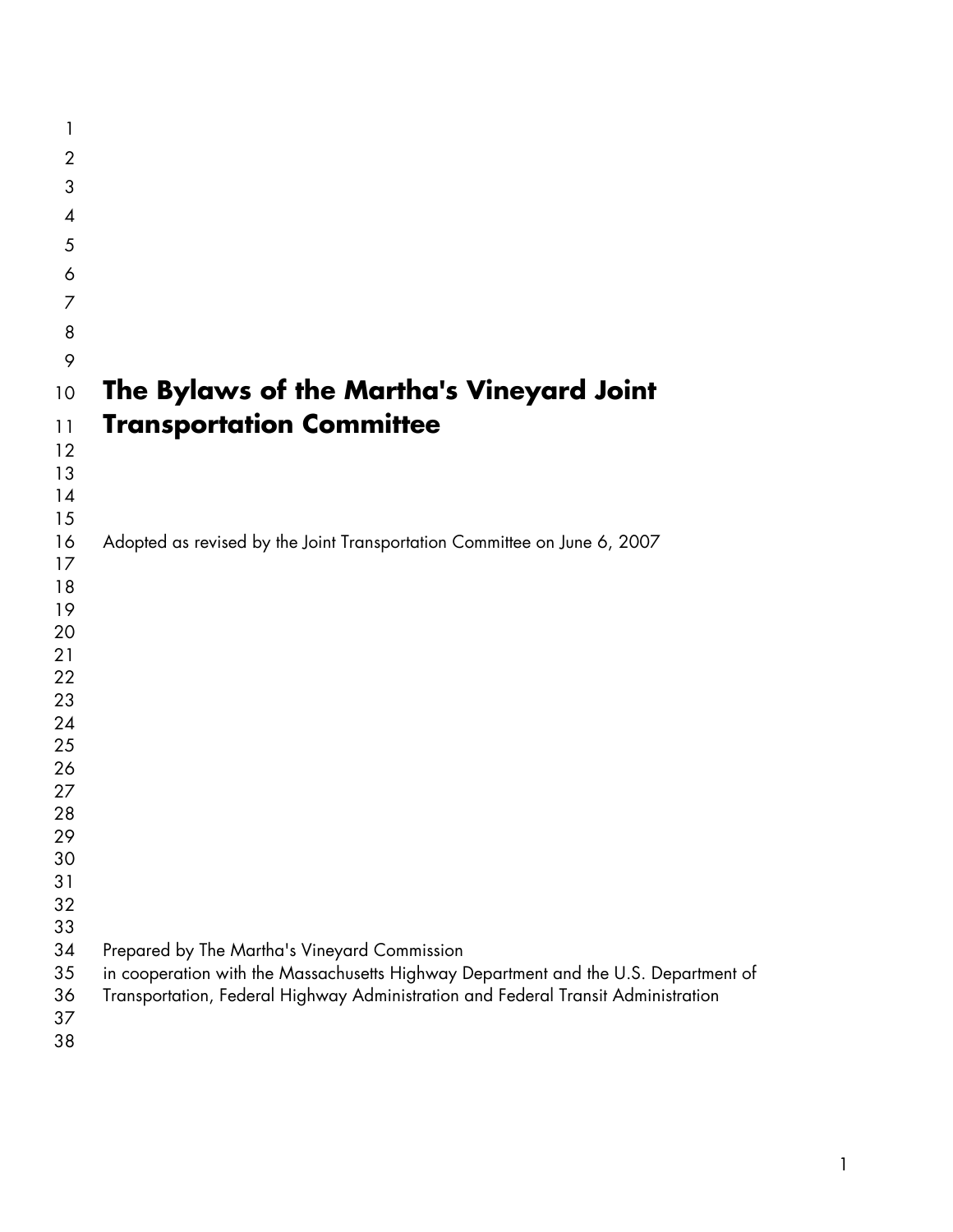# The Bylaws of the Martha's Vineyard Joint Transportation Committee

Adopted as revised by the Joint Transportation Committee on June 6, 2007

Prepared by The Martha's Vineyard Commission
in cooperation with the Massachusetts Highway Department and the U.S. Department of Transportation, Federal Highway Administration and Federal Transit Administration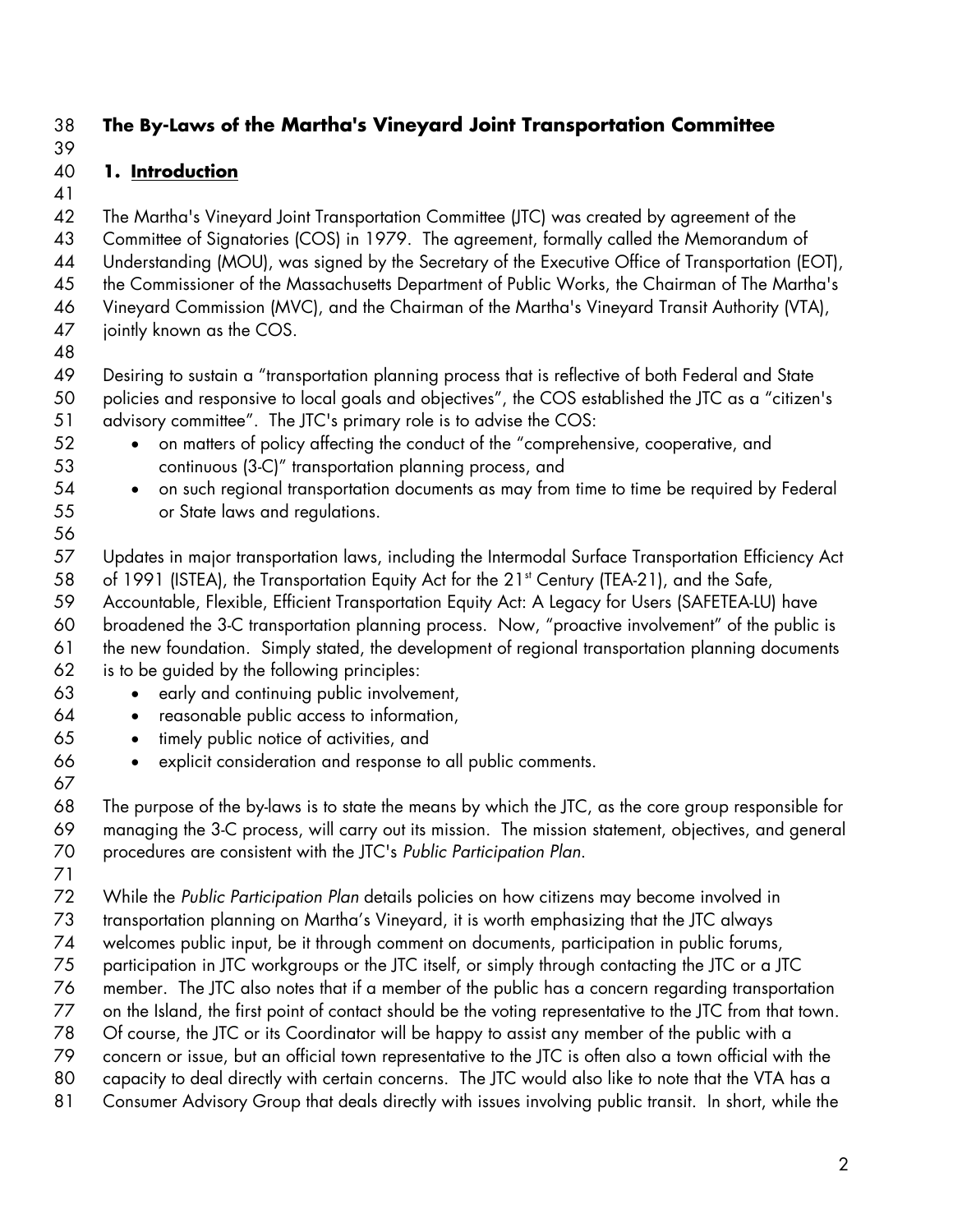# The By-Laws of the Martha's Vineyard Joint Transportation Committee

## 1. Introduction

The Martha's Vineyard Joint Transportation Committee (JTC) was created by agreement of the Committee of Signatories (COS) in 1979. The agreement, formally called the Memorandum of Understanding (MOU), was signed by the Secretary of the Executive Office of Transportation (EOT), the Commissioner of the Massachusetts Department of Public Works, the Chairman of The Martha's Vineyard Commission (MVC), and the Chairman of the Martha's Vineyard Transit Authority (VTA), jointly known as the COS.

Desiring to sustain a "transportation planning process that is reflective of both Federal and State policies and responsive to local goals and objectives", the COS established the JTC as a "citizen's advisory committee". The JTC's primary role is to advise the COS:

- on matters of policy affecting the conduct of the "comprehensive, cooperative, and continuous (3-C)" transportation planning process, and
- on such regional transportation documents as may from time to time be required by Federal or State laws and regulations.

Updates in major transportation laws, including the Intermodal Surface Transportation Efficiency Act of 1991 (ISTEA), the Transportation Equity Act for the 21st Century (TEA-21), and the Safe, Accountable, Flexible, Efficient Transportation Equity Act: A Legacy for Users (SAFETEA-LU) have broadened the 3-C transportation planning process. Now, "proactive involvement" of the public is the new foundation. Simply stated, the development of regional transportation planning documents is to be guided by the following principles:

- early and continuing public involvement,
- reasonable public access to information,
- timely public notice of activities, and
- explicit consideration and response to all public comments.

The purpose of the by-laws is to state the means by which the JTC, as the core group responsible for managing the 3-C process, will carry out its mission. The mission statement, objectives, and general procedures are consistent with the JTC's *Public Participation Plan*.

While the *Public Participation Plan* details policies on how citizens may become involved in transportation planning on Martha's Vineyard, it is worth emphasizing that the JTC always welcomes public input, be it through comment on documents, participation in public forums, participation in JTC workgroups or the JTC itself, or simply through contacting the JTC or a JTC member. The JTC also notes that if a member of the public has a concern regarding transportation on the Island, the first point of contact should be the voting representative to the JTC from that town. Of course, the JTC or its Coordinator will be happy to assist any member of the public with a concern or issue, but an official town representative to the JTC is often also a town official with the capacity to deal directly with certain concerns. The JTC would also like to note that the VTA has a Consumer Advisory Group that deals directly with issues involving public transit. In short, while the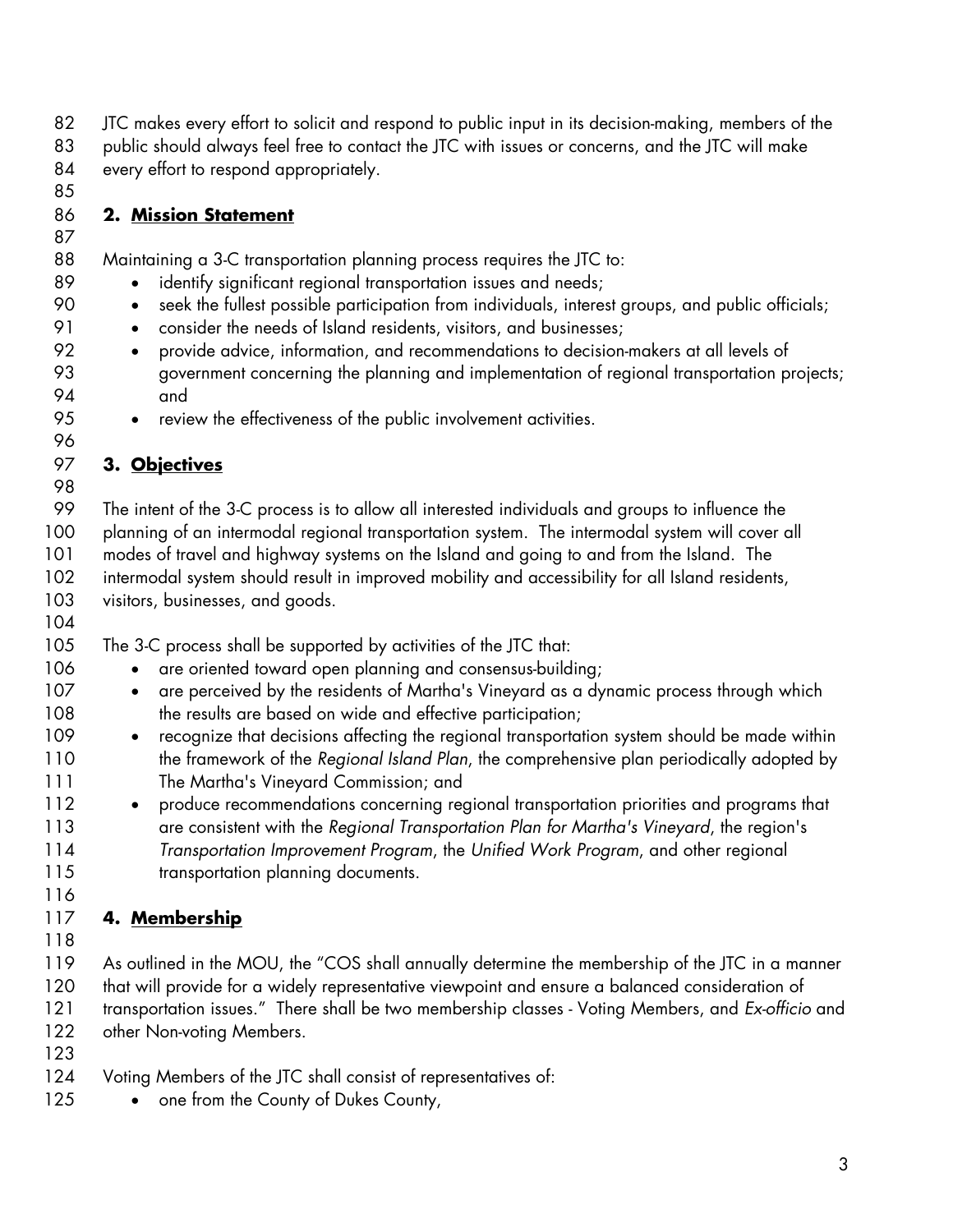JTC makes every effort to solicit and respond to public input in its decision-making, members of the public should always feel free to contact the JTC with issues or concerns, and the JTC will make every effort to respond appropriately.

## 2. Mission Statement

Maintaining a 3-C transportation planning process requires the JTC to:

- identify significant regional transportation issues and needs;
- seek the fullest possible participation from individuals, interest groups, and public officials;
- consider the needs of Island residents, visitors, and businesses;
- provide advice, information, and recommendations to decision-makers at all levels of government concerning the planning and implementation of regional transportation projects; and
- review the effectiveness of the public involvement activities.

## 3. Objectives

The intent of the 3-C process is to allow all interested individuals and groups to influence the planning of an intermodal regional transportation system. The intermodal system will cover all modes of travel and highway systems on the Island and going to and from the Island. The intermodal system should result in improved mobility and accessibility for all Island residents, visitors, businesses, and goods.

The 3-C process shall be supported by activities of the JTC that:

- are oriented toward open planning and consensus-building;
- are perceived by the residents of Martha's Vineyard as a dynamic process through which the results are based on wide and effective participation;
- recognize that decisions affecting the regional transportation system should be made within the framework of the *Regional Island Plan*, the comprehensive plan periodically adopted by The Martha's Vineyard Commission; and
- produce recommendations concerning regional transportation priorities and programs that are consistent with the *Regional Transportation Plan for Martha's Vineyard*, the region's *Transportation Improvement Program*, the *Unified Work Program*, and other regional transportation planning documents.

## 4. Membership

As outlined in the MOU, the "COS shall annually determine the membership of the JTC in a manner that will provide for a widely representative viewpoint and ensure a balanced consideration of transportation issues." There shall be two membership classes - Voting Members, and *Ex-officio* and other Non-voting Members.

Voting Members of the JTC shall consist of representatives of:

- one from the County of Dukes County,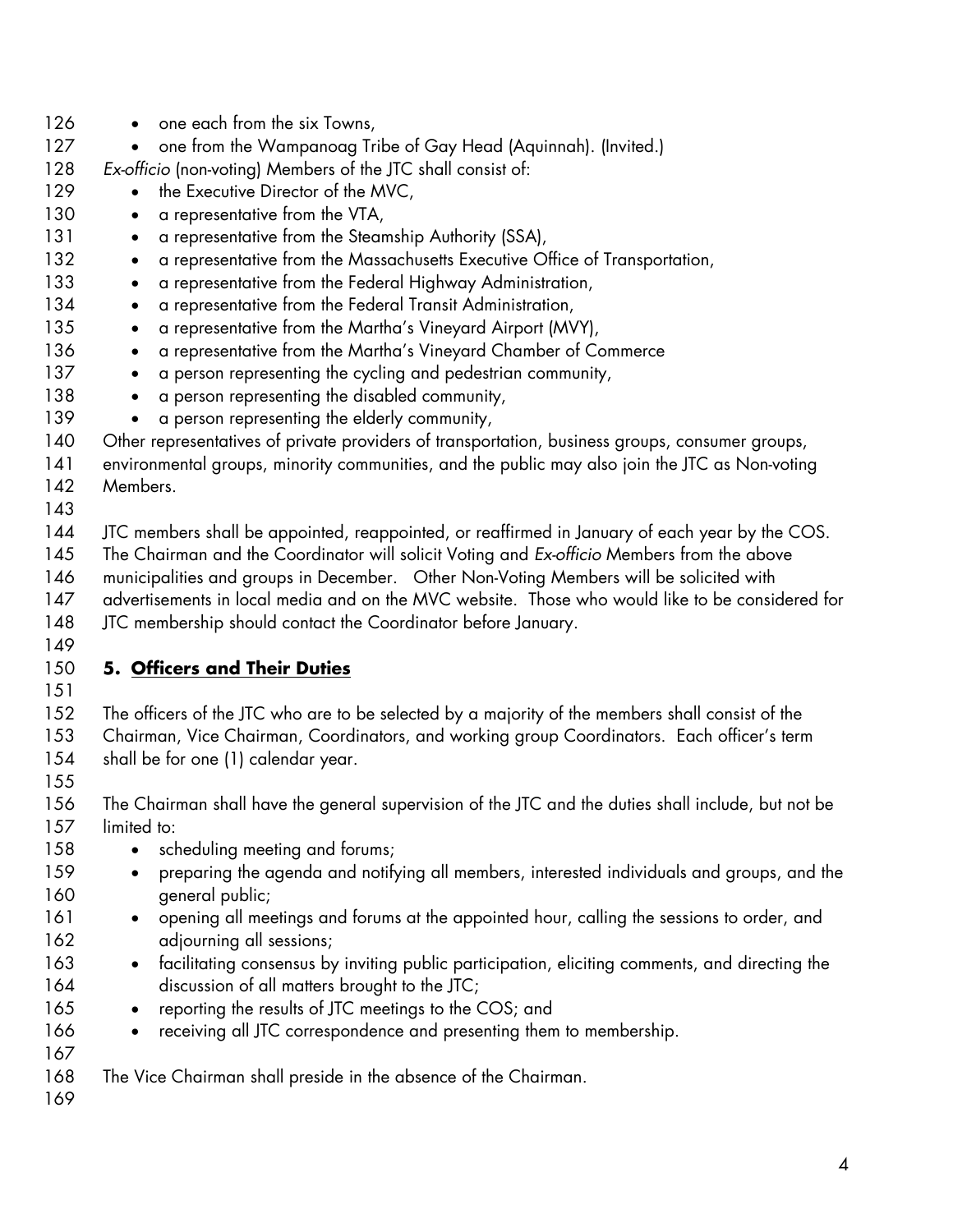- one each from the six Towns,
- one from the Wampanoag Tribe of Gay Head (Aquinnah). (Invited.)

*Ex-officio* (non-voting) Members of the JTC shall consist of:

- the Executive Director of the MVC,
- a representative from the VTA,
- a representative from the Steamship Authority (SSA),
- a representative from the Massachusetts Executive Office of Transportation,
- a representative from the Federal Highway Administration,
- a representative from the Federal Transit Administration,
- a representative from the Martha's Vineyard Airport (MVY),
- a representative from the Martha's Vineyard Chamber of Commerce
- a person representing the cycling and pedestrian community,
- a person representing the disabled community,
- a person representing the elderly community,

Other representatives of private providers of transportation, business groups, consumer groups, environmental groups, minority communities, and the public may also join the JTC as Non-voting Members.

JTC members shall be appointed, reappointed, or reaffirmed in January of each year by the COS. The Chairman and the Coordinator will solicit Voting and *Ex-officio* Members from the above municipalities and groups in December. Other Non-Voting Members will be solicited with advertisements in local media and on the MVC website. Those who would like to be considered for JTC membership should contact the Coordinator before January.

## 5. Officers and Their Duties

The officers of the JTC who are to be selected by a majority of the members shall consist of the Chairman, Vice Chairman, Coordinators, and working group Coordinators. Each officer's term shall be for one (1) calendar year.

The Chairman shall have the general supervision of the JTC and the duties shall include, but not be limited to:

- scheduling meeting and forums;
- preparing the agenda and notifying all members, interested individuals and groups, and the general public;
- opening all meetings and forums at the appointed hour, calling the sessions to order, and adjourning all sessions;
- facilitating consensus by inviting public participation, eliciting comments, and directing the discussion of all matters brought to the JTC;
- reporting the results of JTC meetings to the COS; and
- receiving all JTC correspondence and presenting them to membership.

The Vice Chairman shall preside in the absence of the Chairman.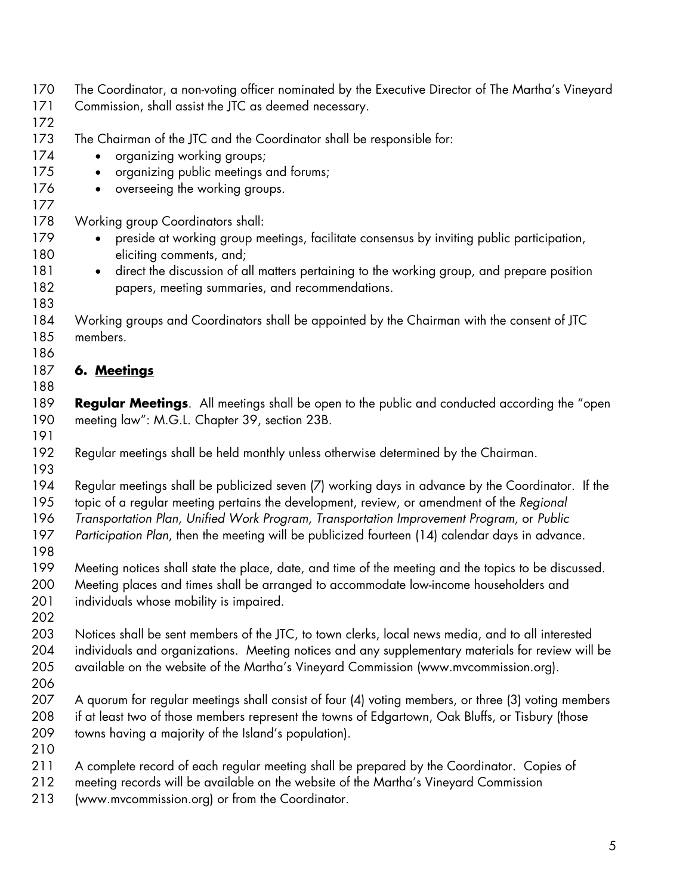The Coordinator, a non-voting officer nominated by the Executive Director of The Martha's Vineyard Commission, shall assist the JTC as deemed necessary.

The Chairman of the JTC and the Coordinator shall be responsible for:

- organizing working groups;
- organizing public meetings and forums;
- overseeing the working groups.

Working group Coordinators shall:

- preside at working group meetings, facilitate consensus by inviting public participation, eliciting comments, and;
- direct the discussion of all matters pertaining to the working group, and prepare position papers, meeting summaries, and recommendations.

Working groups and Coordinators shall be appointed by the Chairman with the consent of JTC members.

## 6. Meetings

**Regular Meetings**. All meetings shall be open to the public and conducted according the "open meeting law": M.G.L. Chapter 39, section 23B.

Regular meetings shall be held monthly unless otherwise determined by the Chairman.

Regular meetings shall be publicized seven (7) working days in advance by the Coordinator. If the topic of a regular meeting pertains the development, review, or amendment of the *Regional Transportation Plan, Unified Work Program, Transportation Improvement Program,* or *Public Participation Plan*, then the meeting will be publicized fourteen (14) calendar days in advance.

Meeting notices shall state the place, date, and time of the meeting and the topics to be discussed. Meeting places and times shall be arranged to accommodate low-income householders and individuals whose mobility is impaired.

Notices shall be sent members of the JTC, to town clerks, local news media, and to all interested individuals and organizations. Meeting notices and any supplementary materials for review will be available on the website of the Martha's Vineyard Commission (www.mvcommission.org).

A quorum for regular meetings shall consist of four (4) voting members, or three (3) voting members if at least two of those members represent the towns of Edgartown, Oak Bluffs, or Tisbury (those towns having a majority of the Island's population).

A complete record of each regular meeting shall be prepared by the Coordinator. Copies of meeting records will be available on the website of the Martha's Vineyard Commission (www.mvcommission.org) or from the Coordinator.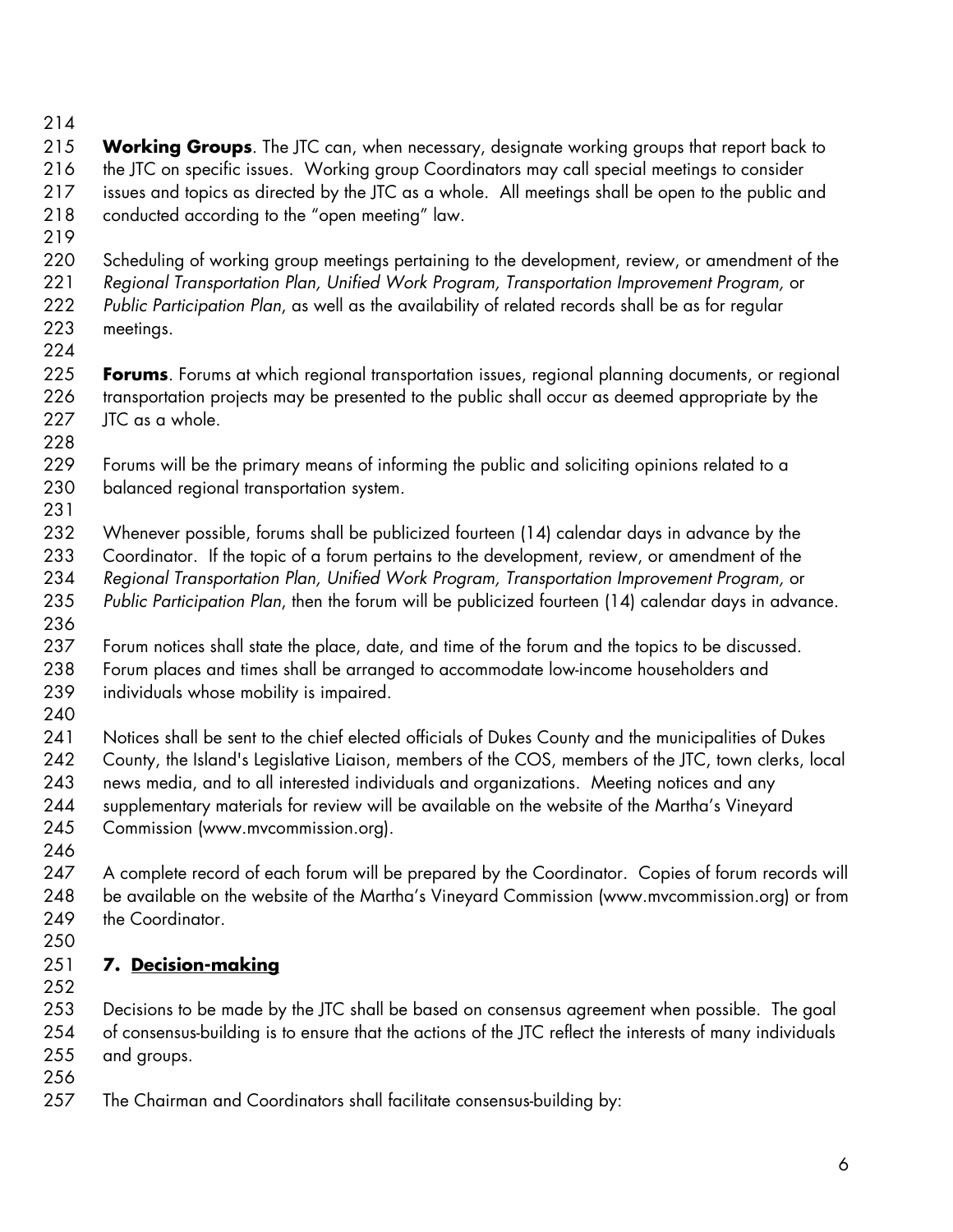**Working Groups**. The JTC can, when necessary, designate working groups that report back to the JTC on specific issues. Working group Coordinators may call special meetings to consider issues and topics as directed by the JTC as a whole. All meetings shall be open to the public and conducted according to the "open meeting" law.

Scheduling of working group meetings pertaining to the development, review, or amendment of the *Regional Transportation Plan, Unified Work Program, Transportation Improvement Program,* or *Public Participation Plan*, as well as the availability of related records shall be as for regular meetings.

**Forums**. Forums at which regional transportation issues, regional planning documents, or regional transportation projects may be presented to the public shall occur as deemed appropriate by the JTC as a whole.

Forums will be the primary means of informing the public and soliciting opinions related to a balanced regional transportation system.

Whenever possible, forums shall be publicized fourteen (14) calendar days in advance by the Coordinator. If the topic of a forum pertains to the development, review, or amendment of the *Regional Transportation Plan, Unified Work Program, Transportation Improvement Program,* or *Public Participation Plan*, then the forum will be publicized fourteen (14) calendar days in advance.

Forum notices shall state the place, date, and time of the forum and the topics to be discussed. Forum places and times shall be arranged to accommodate low-income householders and individuals whose mobility is impaired.

Notices shall be sent to the chief elected officials of Dukes County and the municipalities of Dukes County, the Island's Legislative Liaison, members of the COS, members of the JTC, town clerks, local news media, and to all interested individuals and organizations. Meeting notices and any supplementary materials for review will be available on the website of the Martha's Vineyard Commission (www.mvcommission.org).

A complete record of each forum will be prepared by the Coordinator. Copies of forum records will be available on the website of the Martha's Vineyard Commission (www.mvcommission.org) or from the Coordinator.

## 7. Decision-making

Decisions to be made by the JTC shall be based on consensus agreement when possible. The goal of consensus-building is to ensure that the actions of the JTC reflect the interests of many individuals and groups.

The Chairman and Coordinators shall facilitate consensus-building by: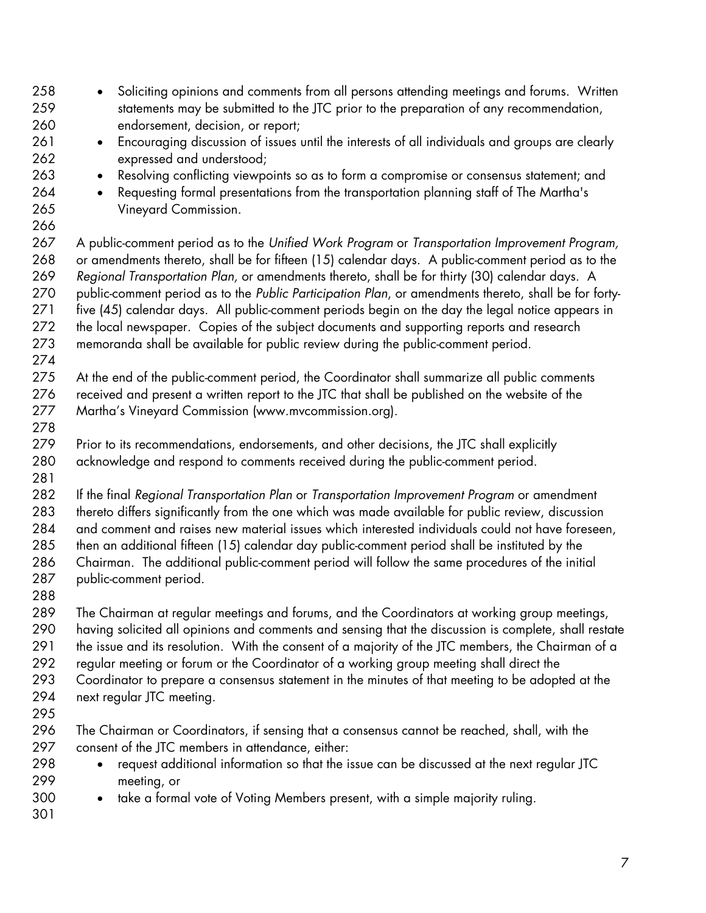- Soliciting opinions and comments from all persons attending meetings and forums. Written statements may be submitted to the JTC prior to the preparation of any recommendation, endorsement, decision, or report;
- Encouraging discussion of issues until the interests of all individuals and groups are clearly expressed and understood;
- Resolving conflicting viewpoints so as to form a compromise or consensus statement; and
- Requesting formal presentations from the transportation planning staff of The Martha's Vineyard Commission.

A public-comment period as to the *Unified Work Program* or *Transportation Improvement Program,* or amendments thereto, shall be for fifteen (15) calendar days. A public-comment period as to the *Regional Transportation Plan,* or amendments thereto, shall be for thirty (30) calendar days. A public-comment period as to the *Public Participation Plan*, or amendments thereto, shall be for forty-five (45) calendar days. All public-comment periods begin on the day the legal notice appears in the local newspaper. Copies of the subject documents and supporting reports and research memoranda shall be available for public review during the public-comment period.

At the end of the public-comment period, the Coordinator shall summarize all public comments received and present a written report to the JTC that shall be published on the website of the Martha's Vineyard Commission (www.mvcommission.org).

Prior to its recommendations, endorsements, and other decisions, the JTC shall explicitly acknowledge and respond to comments received during the public-comment period.

If the final *Regional Transportation Plan* or *Transportation Improvement Program* or amendment thereto differs significantly from the one which was made available for public review, discussion and comment and raises new material issues which interested individuals could not have foreseen, then an additional fifteen (15) calendar day public-comment period shall be instituted by the Chairman. The additional public-comment period will follow the same procedures of the initial public-comment period.

The Chairman at regular meetings and forums, and the Coordinators at working group meetings, having solicited all opinions and comments and sensing that the discussion is complete, shall restate the issue and its resolution. With the consent of a majority of the JTC members, the Chairman of a regular meeting or forum or the Coordinator of a working group meeting shall direct the Coordinator to prepare a consensus statement in the minutes of that meeting to be adopted at the next regular JTC meeting.

The Chairman or Coordinators, if sensing that a consensus cannot be reached, shall, with the consent of the JTC members in attendance, either:

- request additional information so that the issue can be discussed at the next regular JTC meeting, or
- take a formal vote of Voting Members present, with a simple majority ruling.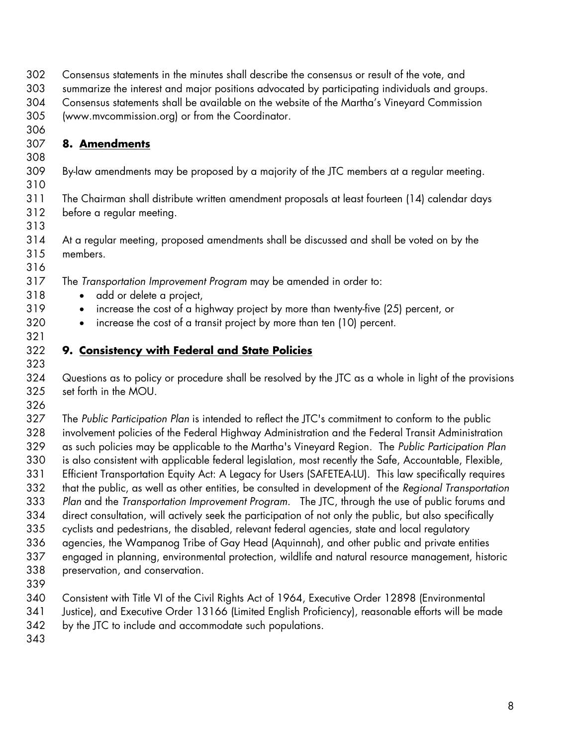Consensus statements in the minutes shall describe the consensus or result of the vote, and summarize the interest and major positions advocated by participating individuals and groups. Consensus statements shall be available on the website of the Martha's Vineyard Commission (www.mvcommission.org) or from the Coordinator.

## 8. Amendments

By-law amendments may be proposed by a majority of the JTC members at a regular meeting.

The Chairman shall distribute written amendment proposals at least fourteen (14) calendar days before a regular meeting.

At a regular meeting, proposed amendments shall be discussed and shall be voted on by the members.

The *Transportation Improvement Program* may be amended in order to:

- add or delete a project,
- increase the cost of a highway project by more than twenty-five (25) percent, or
- increase the cost of a transit project by more than ten (10) percent.

## 9. Consistency with Federal and State Policies

Questions as to policy or procedure shall be resolved by the JTC as a whole in light of the provisions set forth in the MOU.

The *Public Participation Plan* is intended to reflect the JTC's commitment to conform to the public involvement policies of the Federal Highway Administration and the Federal Transit Administration as such policies may be applicable to the Martha's Vineyard Region. The *Public Participation Plan* is also consistent with applicable federal legislation, most recently the Safe, Accountable, Flexible, Efficient Transportation Equity Act: A Legacy for Users (SAFETEA-LU). This law specifically requires that the public, as well as other entities, be consulted in development of the *Regional Transportation Plan* and the *Transportation Improvement Program*. The JTC, through the use of public forums and direct consultation, will actively seek the participation of not only the public, but also specifically cyclists and pedestrians, the disabled, relevant federal agencies, state and local regulatory agencies, the Wampanog Tribe of Gay Head (Aquinnah), and other public and private entities engaged in planning, environmental protection, wildlife and natural resource management, historic preservation, and conservation.

Consistent with Title VI of the Civil Rights Act of 1964, Executive Order 12898 (Environmental Justice), and Executive Order 13166 (Limited English Proficiency), reasonable efforts will be made by the JTC to include and accommodate such populations.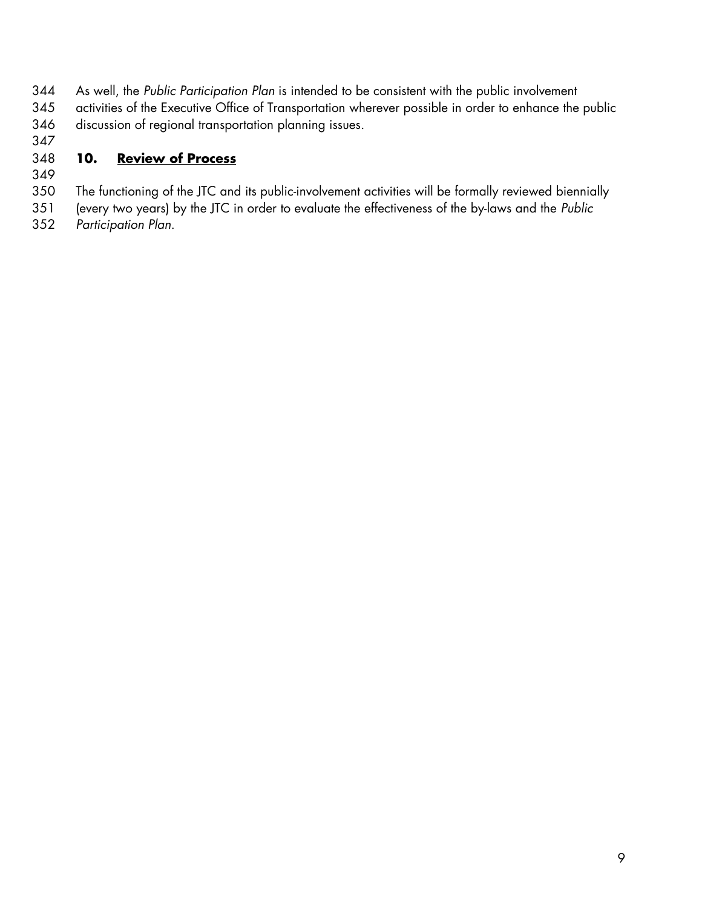As well, the *Public Participation Plan* is intended to be consistent with the public involvement activities of the Executive Office of Transportation wherever possible in order to enhance the public discussion of regional transportation planning issues.

## 10. Review of Process

The functioning of the JTC and its public-involvement activities will be formally reviewed biennially (every two years) by the JTC in order to evaluate the effectiveness of the by-laws and the *Public Participation Plan*.